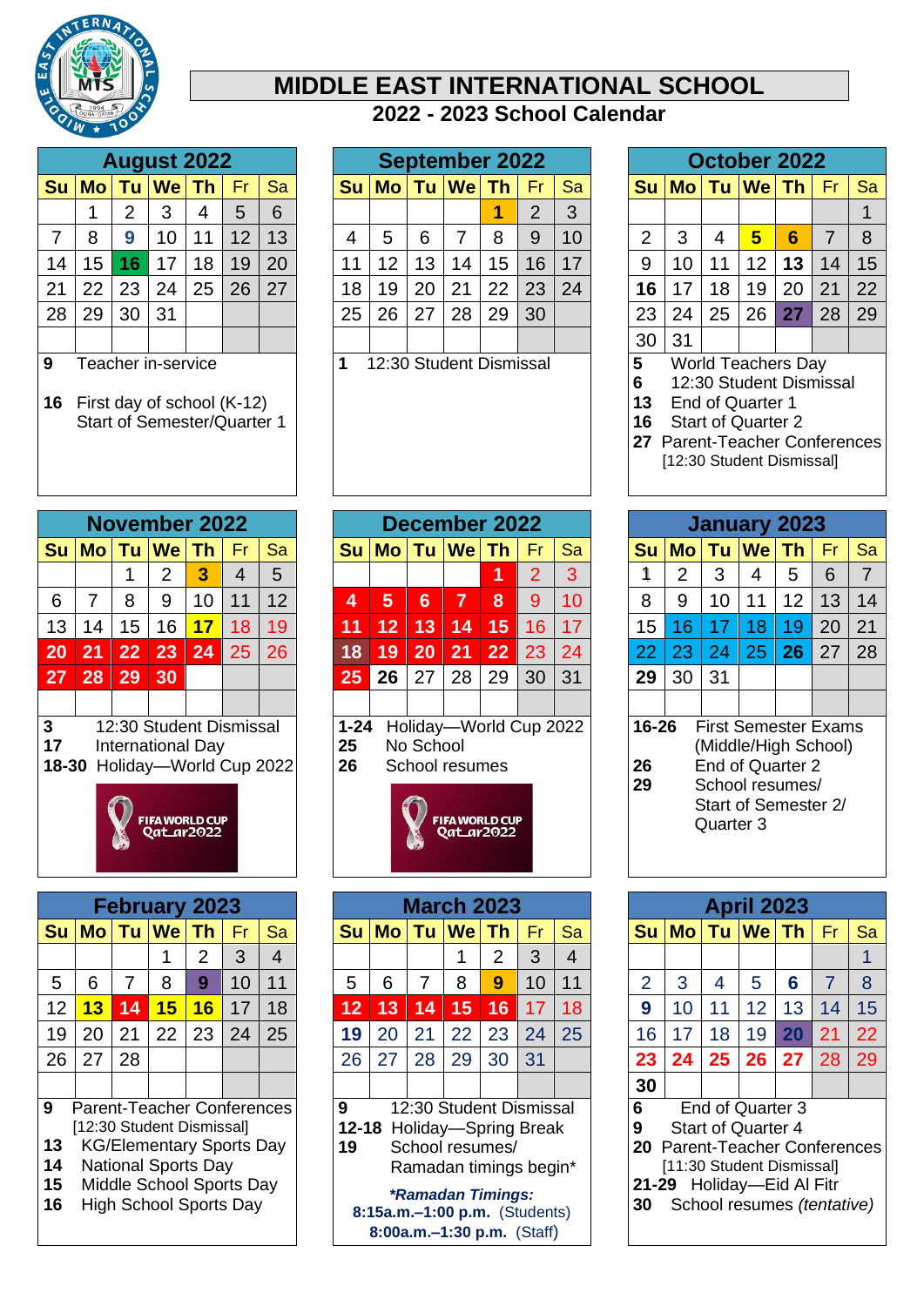# MIDDLE EAST INTERNATIONAL SCHOOL

## 2022 - 2023 School Calendar

### August 2022

| Su | Mo | Tu | We | Th | Fr | Sa |
|---|---|---|---|---|---|---|
| | 1 | 2 | 3 | 4 | 5 | 6 |
| 7 | 8 | 9 | 10 | 11 | 12 | 13 |
| 14 | 15 | 16 | 17 | 18 | 19 | 20 |
| 21 | 22 | 23 | 24 | 25 | 26 | 27 |
| 28 | 29 | 30 | 31 | | | |

**9** Teacher in-service

**16** First day of school (K-12)
Start of Semester/Quarter 1

### September 2022

| Su | Mo | Tu | We | Th | Fr | Sa |
|---|---|---|---|---|---|---|
| | | | | 1 | 2 | 3 |
| 4 | 5 | 6 | 7 | 8 | 9 | 10 |
| 11 | 12 | 13 | 14 | 15 | 16 | 17 |
| 18 | 19 | 20 | 21 | 22 | 23 | 24 |
| 25 | 26 | 27 | 28 | 29 | 30 | |

**1** 12:30 Student Dismissal

### October 2022

| Su | Mo | Tu | We | Th | Fr | Sa |
|---|---|---|---|---|---|---|
| | | | | | | 1 |
| 2 | 3 | 4 | 5 | 6 | 7 | 8 |
| 9 | 10 | 11 | 12 | 13 | 14 | 15 |
| 16 | 17 | 18 | 19 | 20 | 21 | 22 |
| 23 | 24 | 25 | 26 | 27 | 28 | 29 |
| 30 | 31 | | | | | |

**5** World Teachers Day
**6** 12:30 Student Dismissal
**13** End of Quarter 1
**16** Start of Quarter 2
**27** Parent-Teacher Conferences
[12:30 Student Dismissal]

### November 2022

| Su | Mo | Tu | We | Th | Fr | Sa |
|---|---|---|---|---|---|---|
| | | 1 | 2 | 3 | 4 | 5 |
| 6 | 7 | 8 | 9 | 10 | 11 | 12 |
| 13 | 14 | 15 | 16 | 17 | 18 | 19 |
| 20 | 21 | 22 | 23 | 24 | 25 | 26 |
| 27 | 28 | 29 | 30 | | | |

**3** 12:30 Student Dismissal
**17** International Day
**18-30** Holiday—World Cup 2022

FIFA WORLD CUP Qatar2022

### December 2022

| Su | Mo | Tu | We | Th | Fr | Sa |
|---|---|---|---|---|---|---|
| | | | | 1 | 2 | 3 |
| 4 | 5 | 6 | 7 | 8 | 9 | 10 |
| 11 | 12 | 13 | 14 | 15 | 16 | 17 |
| 18 | 19 | 20 | 21 | 22 | 23 | 24 |
| 25 | 26 | 27 | 28 | 29 | 30 | 31 |

**1-24** Holiday—World Cup 2022
**25** No School
**26** School resumes

FIFA WORLD CUP Qatar2022

### January 2023

| Su | Mo | Tu | We | Th | Fr | Sa |
|---|---|---|---|---|---|---|
| 1 | 2 | 3 | 4 | 5 | 6 | 7 |
| 8 | 9 | 10 | 11 | 12 | 13 | 14 |
| 15 | 16 | 17 | 18 | 19 | 20 | 21 |
| 22 | 23 | 24 | 25 | 26 | 27 | 28 |
| 29 | 30 | 31 | | | | |

**16-26** First Semester Exams (Middle/High School)
**26** End of Quarter 2
**29** School resumes/ Start of Semester 2/ Quarter 3

### February 2023

| Su | Mo | Tu | We | Th | Fr | Sa |
|---|---|---|---|---|---|---|
| | | | 1 | 2 | 3 | 4 |
| 5 | 6 | 7 | 8 | 9 | 10 | 11 |
| 12 | 13 | 14 | 15 | 16 | 17 | 18 |
| 19 | 20 | 21 | 22 | 23 | 24 | 25 |
| 26 | 27 | 28 | | | | |

**9** Parent-Teacher Conferences
[12:30 Student Dismissal]
**13** KG/Elementary Sports Day
**14** National Sports Day
**15** Middle School Sports Day
**16** High School Sports Day

### March 2023

| Su | Mo | Tu | We | Th | Fr | Sa |
|---|---|---|---|---|---|---|
| | | | 1 | 2 | 3 | 4 |
| 5 | 6 | 7 | 8 | 9 | 10 | 11 |
| 12 | 13 | 14 | 15 | 16 | 17 | 18 |
| 19 | 20 | 21 | 22 | 23 | 24 | 25 |
| 26 | 27 | 28 | 29 | 30 | 31 | |

**9** 12:30 Student Dismissal
**12-18** Holiday—Spring Break
**19** School resumes/ Ramadan timings begin*

***Ramadan Timings:***
**8:15a.m.–1:00 p.m.** (Students)
**8:00a.m.–1:30 p.m.** (Staff)

### April 2023

| Su | Mo | Tu | We | Th | Fr | Sa |
|---|---|---|---|---|---|---|
| | | | | | | 1 |
| 2 | 3 | 4 | 5 | 6 | 7 | 8 |
| 9 | 10 | 11 | 12 | 13 | 14 | 15 |
| 16 | 17 | 18 | 19 | 20 | 21 | 22 |
| 23 | 24 | 25 | 26 | 27 | 28 | 29 |
| 30 | | | | | | |

**6** End of Quarter 3
**9** Start of Quarter 4
**20** Parent-Teacher Conferences
[11:30 Student Dismissal]
**21-29** Holiday—Eid Al Fitr
**30** School resumes *(tentative)*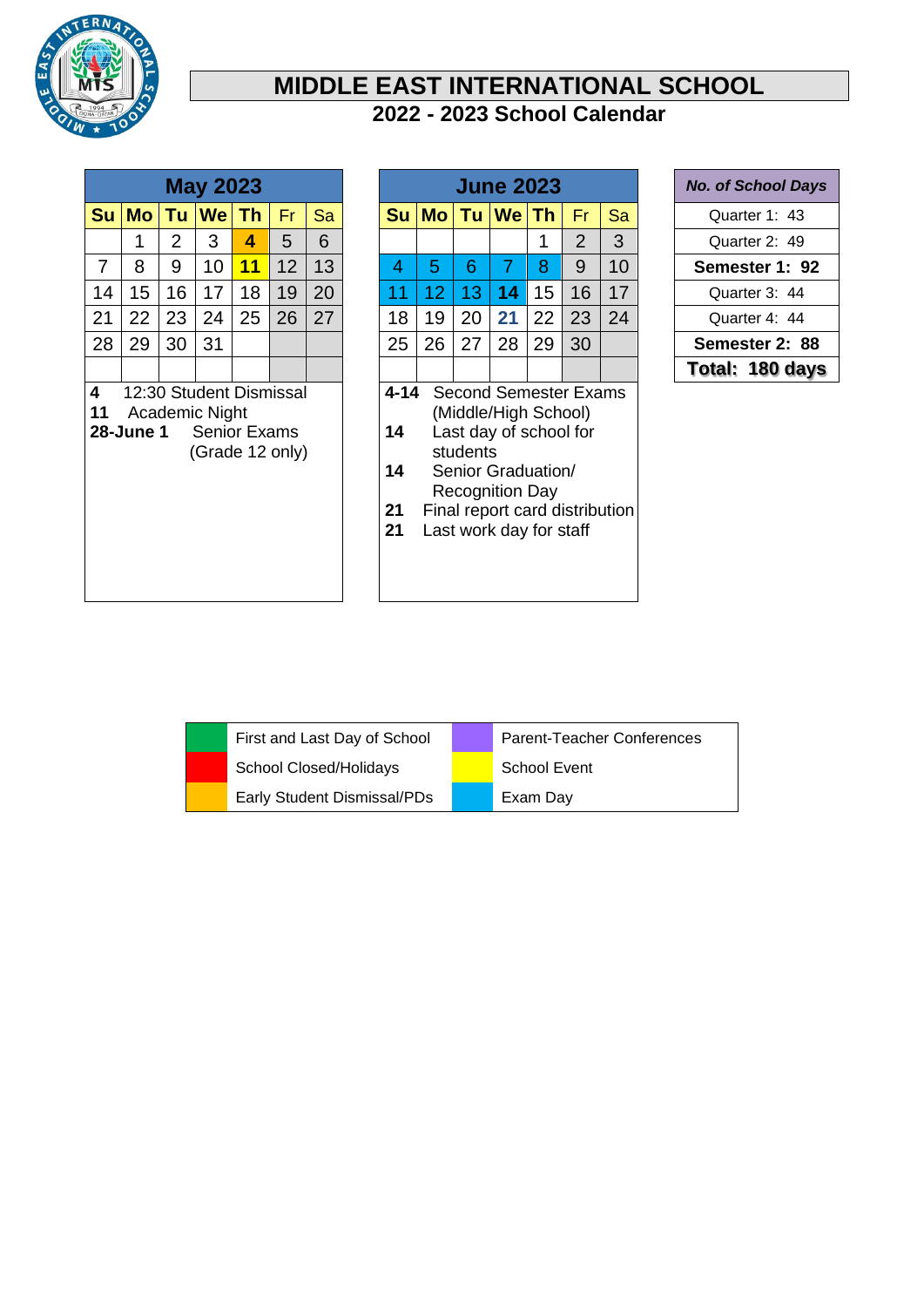# MIDDLE EAST INTERNATIONAL SCHOOL

## 2022 - 2023 School Calendar

| May 2023 | | | | | | |
|---|---|---|---|---|---|---|
| **Su** | **Mo** | **Tu** | **We** | **Th** | Fr | Sa |
| | 1 | 2 | 3 | **4** | 5 | 6 |
| 7 | 8 | 9 | 10 | **11** | 12 | 13 |
| 14 | 15 | 16 | 17 | 18 | 19 | 20 |
| 21 | 22 | 23 | 24 | 25 | 26 | 27 |
| 28 | 29 | 30 | 31 | | | |

**4** 12:30 Student Dismissal
**11** Academic Night
**28-June 1** Senior Exams (Grade 12 only)

| June 2023 | | | | | | |
|---|---|---|---|---|---|---|
| **Su** | **Mo** | **Tu** | **We** | **Th** | Fr | Sa |
| | | | | 1 | 2 | 3 |
| 4 | 5 | 6 | 7 | 8 | 9 | 10 |
| 11 | 12 | 13 | **14** | 15 | 16 | 17 |
| 18 | 19 | 20 | **21** | 22 | 23 | 24 |
| 25 | 26 | 27 | 28 | 29 | 30 | |

**4-14** Second Semester Exams (Middle/High School)
**14** Last day of school for students
**14** Senior Graduation/ Recognition Day
**21** Final report card distribution
**21** Last work day for staff

| *No. of School Days* |
|---|
| Quarter 1: 43 |
| Quarter 2: 49 |
| **Semester 1: 92** |
| Quarter 3: 44 |
| Quarter 4: 44 |
| **Semester 2: 88** |
| **Total: 180 days** |

| | | | |
|---|---|---|---|
| (green) | First and Last Day of School | (purple) | Parent-Teacher Conferences |
| (red) | School Closed/Holidays | (yellow) | School Event |
| (orange) | Early Student Dismissal/PDs | (blue) | Exam Day |